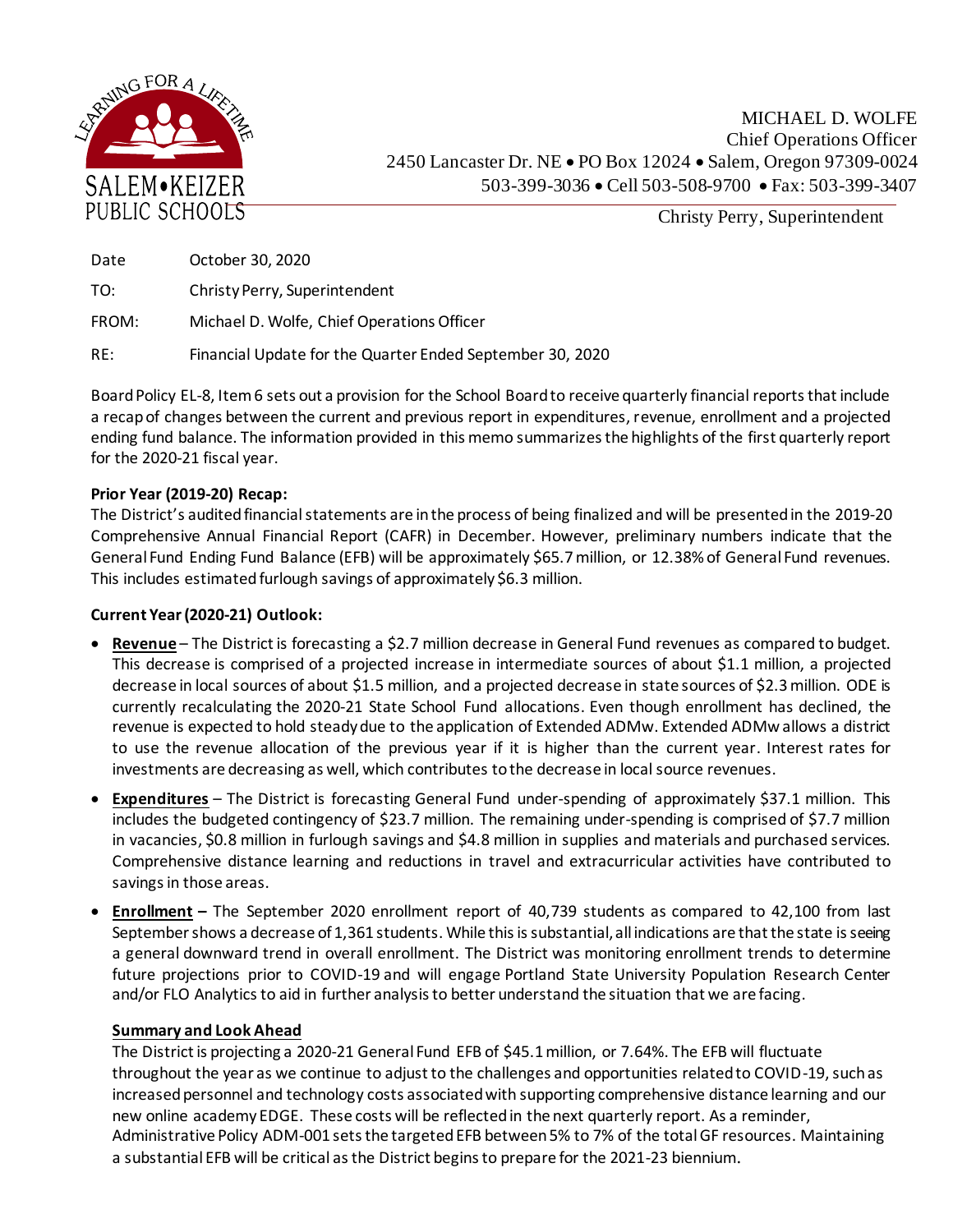SALEM•KEIZER PUBLIC SCHOOLS

LEARNING FOR A LIFETIME

MICHAEL D. WOLFE
Chief Operations Officer
2450 Lancaster Dr. NE • PO Box 12024 • Salem, Oregon 97309-0024
503-399-3036 • Cell 503-508-9700 • Fax: 503-399-3407

Christy Perry, Superintendent

Date: October 30, 2020

TO: Christy Perry, Superintendent

FROM: Michael D. Wolfe, Chief Operations Officer

RE: Financial Update for the Quarter Ended September 30, 2020

Board Policy EL-8, Item 6 sets out a provision for the School Board to receive quarterly financial reports that include a recap of changes between the current and previous report in expenditures, revenue, enrollment and a projected ending fund balance. The information provided in this memo summarizes the highlights of the first quarterly report for the 2020-21 fiscal year.

**Prior Year (2019-20) Recap:**
The District's audited financial statements are in the process of being finalized and will be presented in the 2019-20 Comprehensive Annual Financial Report (CAFR) in December. However, preliminary numbers indicate that the General Fund Ending Fund Balance (EFB) will be approximately $65.7 million, or 12.38% of General Fund revenues. This includes estimated furlough savings of approximately $6.3 million.

**Current Year (2020-21) Outlook:**

- **Revenue** – The District is forecasting a $2.7 million decrease in General Fund revenues as compared to budget. This decrease is comprised of a projected increase in intermediate sources of about $1.1 million, a projected decrease in local sources of about $1.5 million, and a projected decrease in state sources of $2.3 million. ODE is currently recalculating the 2020-21 State School Fund allocations. Even though enrollment has declined, the revenue is expected to hold steady due to the application of Extended ADMw. Extended ADMw allows a district to use the revenue allocation of the previous year if it is higher than the current year. Interest rates for investments are decreasing as well, which contributes to the decrease in local source revenues.
- **Expenditures** – The District is forecasting General Fund under-spending of approximately $37.1 million. This includes the budgeted contingency of $23.7 million. The remaining under-spending is comprised of $7.7 million in vacancies, $0.8 million in furlough savings and $4.8 million in supplies and materials and purchased services. Comprehensive distance learning and reductions in travel and extracurricular activities have contributed to savings in those areas.
- **Enrollment** – The September 2020 enrollment report of 40,739 students as compared to 42,100 from last September shows a decrease of 1,361 students. While this is substantial, all indications are that the state is seeing a general downward trend in overall enrollment. The District was monitoring enrollment trends to determine future projections prior to COVID-19 and will engage Portland State University Population Research Center and/or FLO Analytics to aid in further analysis to better understand the situation that we are facing.

**Summary and Look Ahead**
The District is projecting a 2020-21 General Fund EFB of $45.1 million, or 7.64%. The EFB will fluctuate throughout the year as we continue to adjust to the challenges and opportunities related to COVID-19, such as increased personnel and technology costs associated with supporting comprehensive distance learning and our new online academy EDGE. These costs will be reflected in the next quarterly report. As a reminder, Administrative Policy ADM-001 sets the targeted EFB between 5% to 7% of the total GF resources. Maintaining a substantial EFB will be critical as the District begins to prepare for the 2021-23 biennium.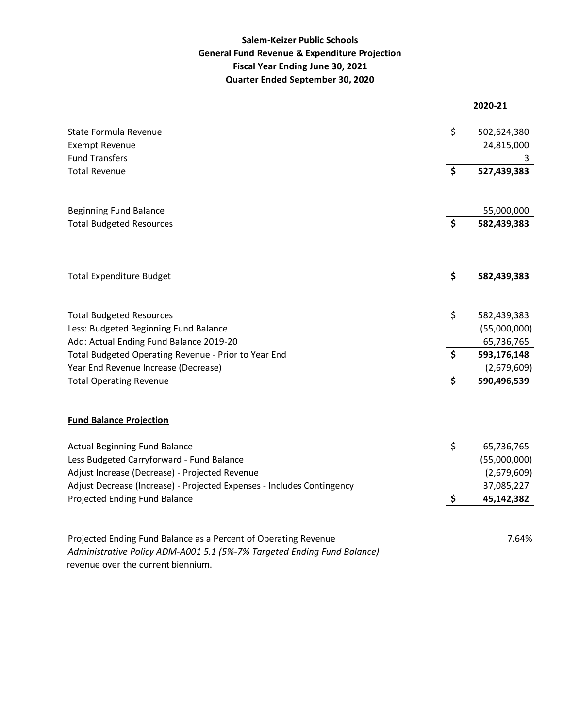**Salem-Keizer Public Schools**
**General Fund Revenue & Expenditure Projection**
**Fiscal Year Ending June 30, 2021**
**Quarter Ended September 30, 2020**

| | | **2020-21** |
|---|---|---|
| State Formula Revenue | $ | 502,624,380 |
| Exempt Revenue | | 24,815,000 |
| Fund Transfers | | 3 |
| Total Revenue | **$** | **527,439,383** |
| | | |
| Beginning Fund Balance | | 55,000,000 |
| Total Budgeted Resources | **$** | **582,439,383** |
| | | |
| Total Expenditure Budget | **$** | **582,439,383** |
| | | |
| Total Budgeted Resources | $ | 582,439,383 |
| Less: Budgeted Beginning Fund Balance | | (55,000,000) |
| Add: Actual Ending Fund Balance 2019-20 | | 65,736,765 |
| Total Budgeted Operating Revenue - Prior to Year End | **$** | **593,176,148** |
| Year End Revenue Increase (Decrease) | | (2,679,609) |
| Total Operating Revenue | **$** | **590,496,539** |

**Fund Balance Projection**

| | | |
|---|---|---|
| Actual Beginning Fund Balance | $ | 65,736,765 |
| Less Budgeted Carryforward - Fund Balance | | (55,000,000) |
| Adjust Increase (Decrease) - Projected Revenue | | (2,679,609) |
| Adjust Decrease (Increase) - Projected Expenses - Includes Contingency | | 37,085,227 |
| Projected Ending Fund Balance | **$** | **45,142,382** |

Projected Ending Fund Balance as a Percent of Operating Revenue 7.64%

*Administrative Policy ADM-A001 5.1 (5%-7% Targeted Ending Fund Balance)*
revenue over the current biennium.